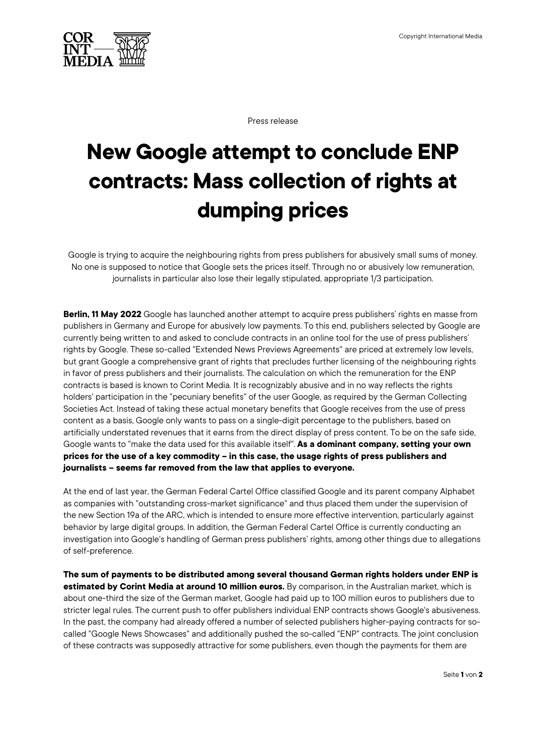Press release

# New Google attempt to conclude ENP contracts: Mass collection of rights at dumping prices

Google is trying to acquire the neighbouring rights from press publishers for abusively small sums of money. No one is supposed to notice that Google sets the prices itself. Through no or abusively low remuneration, journalists in particular also lose their legally stipulated, appropriate 1/3 participation.

**Berlin, 11 May 2022** Google has launched another attempt to acquire press publishers' rights en masse from publishers in Germany and Europe for abusively low payments. To this end, publishers selected by Google are currently being written to and asked to conclude contracts in an online tool for the use of press publishers' rights by Google. These so-called "Extended News Previews Agreements" are priced at extremely low levels, but grant Google a comprehensive grant of rights that precludes further licensing of the neighbouring rights in favor of press publishers and their journalists. The calculation on which the remuneration for the ENP contracts is based is known to Corint Media. It is recognizably abusive and in no way reflects the rights holders' participation in the "pecuniary benefits" of the user Google, as required by the German Collecting Societies Act. Instead of taking these actual monetary benefits that Google receives from the use of press content as a basis, Google only wants to pass on a single-digit percentage to the publishers, based on artificially understated revenues that it earns from the direct display of press content. To be on the safe side, Google wants to "make the data used for this available itself". **As a dominant company, setting your own prices for the use of a key commodity – in this case, the usage rights of press publishers and journalists – seems far removed from the law that applies to everyone.**

At the end of last year, the German Federal Cartel Office classified Google and its parent company Alphabet as companies with "outstanding cross-market significance" and thus placed them under the supervision of the new Section 19a of the ARC, which is intended to ensure more effective intervention, particularly against behavior by large digital groups. In addition, the German Federal Cartel Office is currently conducting an investigation into Google's handling of German press publishers' rights, among other things due to allegations of self-preference.

**The sum of payments to be distributed among several thousand German rights holders under ENP is estimated by Corint Media at around 10 million euros.** By comparison, in the Australian market, which is about one-third the size of the German market, Google had paid up to 100 million euros to publishers due to stricter legal rules. The current push to offer publishers individual ENP contracts shows Google's abusiveness. In the past, the company had already offered a number of selected publishers higher-paying contracts for so-called "Google News Showcases" and additionally pushed the so-called "ENP" contracts. The joint conclusion of these contracts was supposedly attractive for some publishers, even though the payments for them are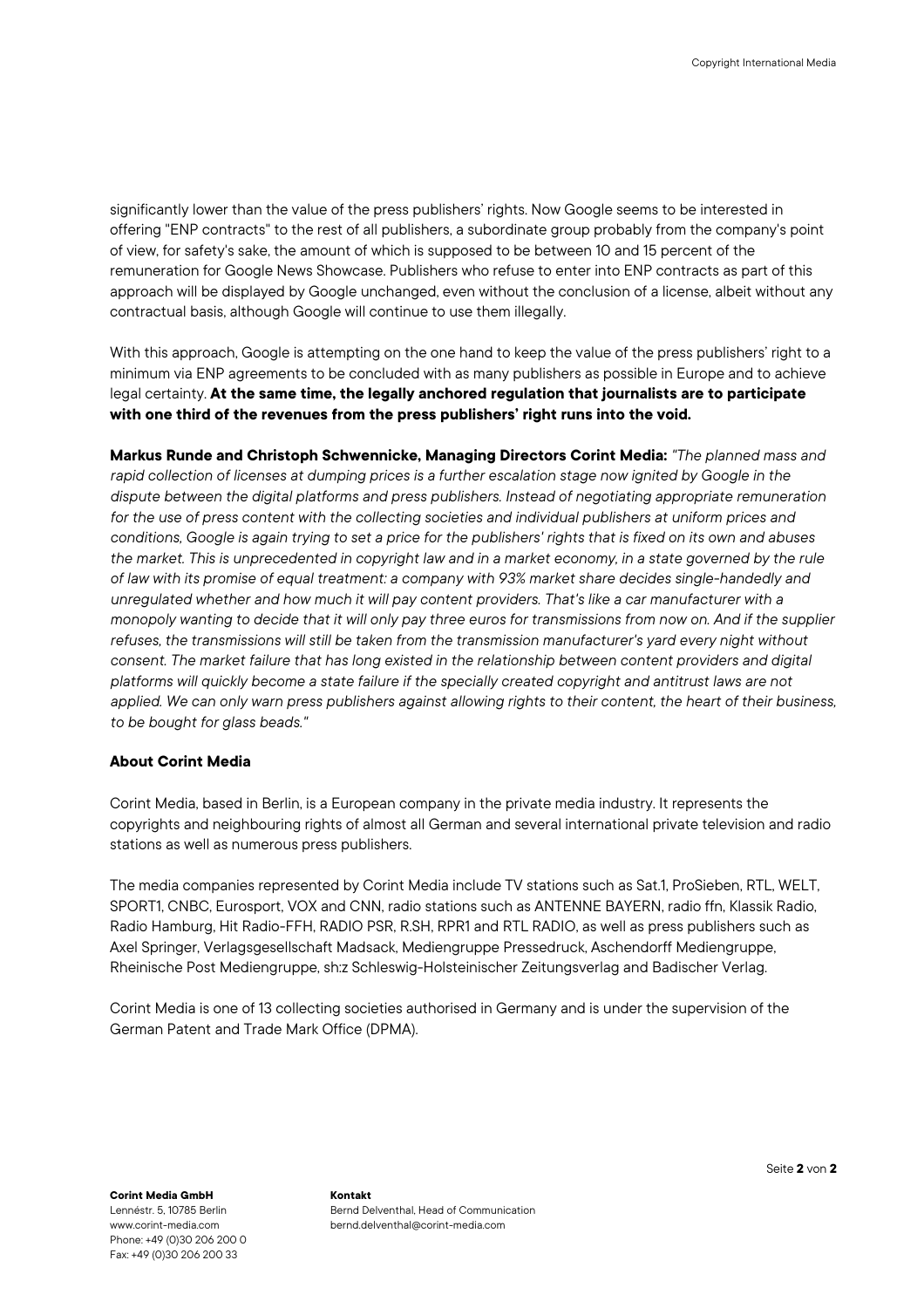significantly lower than the value of the press publishers' rights. Now Google seems to be interested in offering "ENP contracts" to the rest of all publishers, a subordinate group probably from the company's point of view, for safety's sake, the amount of which is supposed to be between 10 and 15 percent of the remuneration for Google News Showcase. Publishers who refuse to enter into ENP contracts as part of this approach will be displayed by Google unchanged, even without the conclusion of a license, albeit without any contractual basis, although Google will continue to use them illegally.

With this approach, Google is attempting on the one hand to keep the value of the press publishers' right to a minimum via ENP agreements to be concluded with as many publishers as possible in Europe and to achieve legal certainty. **At the same time, the legally anchored regulation that journalists are to participate with one third of the revenues from the press publishers' right runs into the void.**

**Markus Runde and Christoph Schwennicke, Managing Directors Corint Media:** *"The planned mass and rapid collection of licenses at dumping prices is a further escalation stage now ignited by Google in the dispute between the digital platforms and press publishers. Instead of negotiating appropriate remuneration for the use of press content with the collecting societies and individual publishers at uniform prices and conditions, Google is again trying to set a price for the publishers' rights that is fixed on its own and abuses the market. This is unprecedented in copyright law and in a market economy, in a state governed by the rule of law with its promise of equal treatment: a company with 93% market share decides single-handedly and unregulated whether and how much it will pay content providers. That's like a car manufacturer with a monopoly wanting to decide that it will only pay three euros for transmissions from now on. And if the supplier refuses, the transmissions will still be taken from the transmission manufacturer's yard every night without consent. The market failure that has long existed in the relationship between content providers and digital platforms will quickly become a state failure if the specially created copyright and antitrust laws are not applied. We can only warn press publishers against allowing rights to their content, the heart of their business, to be bought for glass beads."*

**About Corint Media**

Corint Media, based in Berlin, is a European company in the private media industry. It represents the copyrights and neighbouring rights of almost all German and several international private television and radio stations as well as numerous press publishers.

The media companies represented by Corint Media include TV stations such as Sat.1, ProSieben, RTL, WELT, SPORT1, CNBC, Eurosport, VOX and CNN, radio stations such as ANTENNE BAYERN, radio ffn, Klassik Radio, Radio Hamburg, Hit Radio-FFH, RADIO PSR, R.SH, RPR1 and RTL RADIO, as well as press publishers such as Axel Springer, Verlagsgesellschaft Madsack, Mediengruppe Pressedruck, Aschendorff Mediengruppe, Rheinische Post Mediengruppe, sh:z Schleswig-Holsteinischer Zeitungsverlag and Badischer Verlag.

Corint Media is one of 13 collecting societies authorised in Germany and is under the supervision of the German Patent and Trade Mark Office (DPMA).

**Corint Media GmbH**
Lennéstr. 5, 10785 Berlin
www.corint-media.com
Phone: +49 (0)30 206 200 0
Fax: +49 (0)30 206 200 33

**Kontakt**
Bernd Delventhal, Head of Communication
bernd.delventhal@corint-media.com